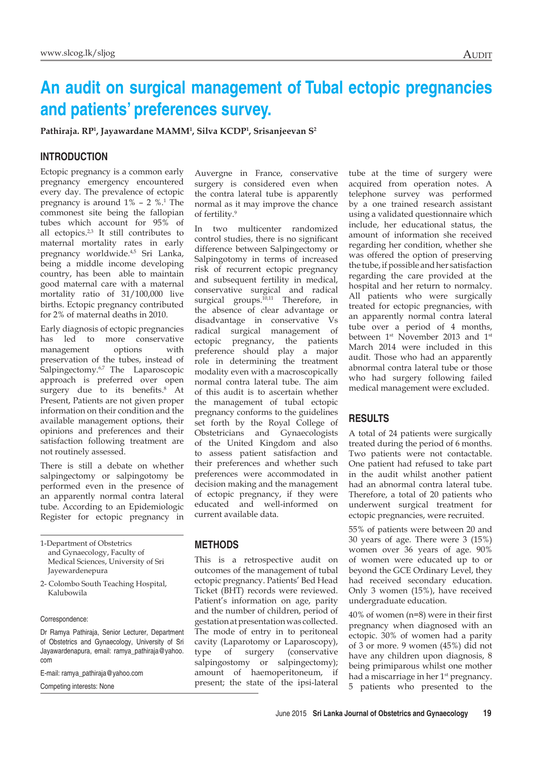# An audit on surgical management of Tubal ectopic pregnancies and patients' preferences survey.

**Pathiraja. RP[1], Jayawardane MAMM[1], Silva KCDP[1], Srisanjeevan S[2]**

## INTRODUCTION

Ectopic pregnancy is a common early pregnancy emergency encountered every day. The prevalence of ectopic pregnancy is around 1% – 2 %.[1] The commonest site being the fallopian tubes which account for 95% of all ectopics.[2,3] It still contributes to maternal mortality rates in early pregnancy worldwide.[4,5] Sri Lanka, being a middle income developing country, has been able to maintain good maternal care with a maternal mortality ratio of 31/100,000 live births. Ectopic pregnancy contributed for 2% of maternal deaths in 2010.

Early diagnosis of ectopic pregnancies has led to more conservative management options with preservation of the tubes, instead of Salpingectomy.[6,7] The Laparoscopic approach is preferred over open surgery due to its benefits.[8] At Present, Patients are not given proper information on their condition and the available management options, their opinions and preferences and their satisfaction following treatment are not routinely assessed.

There is still a debate on whether salpingectomy or salpingotomy be performed even in the presence of an apparently normal contra lateral tube. According to an Epidemiologic Register for ectopic pregnancy in Auvergne in France, conservative surgery is considered even when the contra lateral tube is apparently normal as it may improve the chance of fertility.[9]

In two multicenter randomized control studies, there is no significant difference between Salpingectomy or Salpingotomy in terms of increased risk of recurrent ectopic pregnancy and subsequent fertility in medical, conservative surgical and radical surgical groups.[10,11] Therefore, in the absence of clear advantage or disadvantage in conservative Vs radical surgical management of ectopic pregnancy, the patients preference should play a major role in determining the treatment modality even with a macroscopically normal contra lateral tube. The aim of this audit is to ascertain whether the management of tubal ectopic pregnancy conforms to the guidelines set forth by the Royal College of Obstetricians and Gynaecologists of the United Kingdom and also to assess patient satisfaction and their preferences and whether such preferences were accommodated in decision making and the management of ectopic pregnancy, if they were educated and well-informed on current available data.

## METHODS

This is a retrospective audit on outcomes of the management of tubal ectopic pregnancy. Patients' Bed Head Ticket (BHT) records were reviewed. Patient's information on age, parity and the number of children, period of gestation at presentation was collected. The mode of entry in to peritoneal cavity (Laparotomy or Laparoscopy), type of surgery (conservative salpingostomy or salpingectomy); amount of haemoperitoneum, if present; the state of the ipsi-lateral tube at the time of surgery were acquired from operation notes. A telephone survey was performed by a one trained research assistant using a validated questionnaire which include, her educational status, the amount of information she received regarding her condition, whether she was offered the option of preserving the tube, if possible and her satisfaction regarding the care provided at the hospital and her return to normalcy. All patients who were surgically treated for ectopic pregnancies, with an apparently normal contra lateral tube over a period of 4 months, between 1[st] November 2013 and 1[st] March 2014 were included in this audit. Those who had an apparently abnormal contra lateral tube or those who had surgery following failed medical management were excluded.

## RESULTS

A total of 24 patients were surgically treated during the period of 6 months. Two patients were not contactable. One patient had refused to take part in the audit whilst another patient had an abnormal contra lateral tube. Therefore, a total of 20 patients who underwent surgical treatment for ectopic pregnancies, were recruited.

55% of patients were between 20 and 30 years of age. There were 3 (15%) women over 36 years of age. 90% of women were educated up to or beyond the GCE Ordinary Level, they had received secondary education. Only 3 women (15%), have received undergraduate education.

40% of women (n=8) were in their first pregnancy when diagnosed with an ectopic. 30% of women had a parity of 3 or more. 9 women (45%) did not have any children upon diagnosis, 8 being primiparous whilst one mother had a miscarriage in her 1[st] pregnancy. 5 patients who presented to the

---

1-Department of Obstetrics and Gynaecology, Faculty of Medical Sciences, University of Sri Jayewardenepura

2- Colombo South Teaching Hospital, Kalubowila

Correspondence:

Dr Ramya Pathiraja, Senior Lecturer, Department of Obstetrics and Gynaecology, University of Sri Jayawardenapura, email: ramya_pathiraja@yahoo.com

E-mail: ramya_pathiraja@yahoo.com

Competing interests: None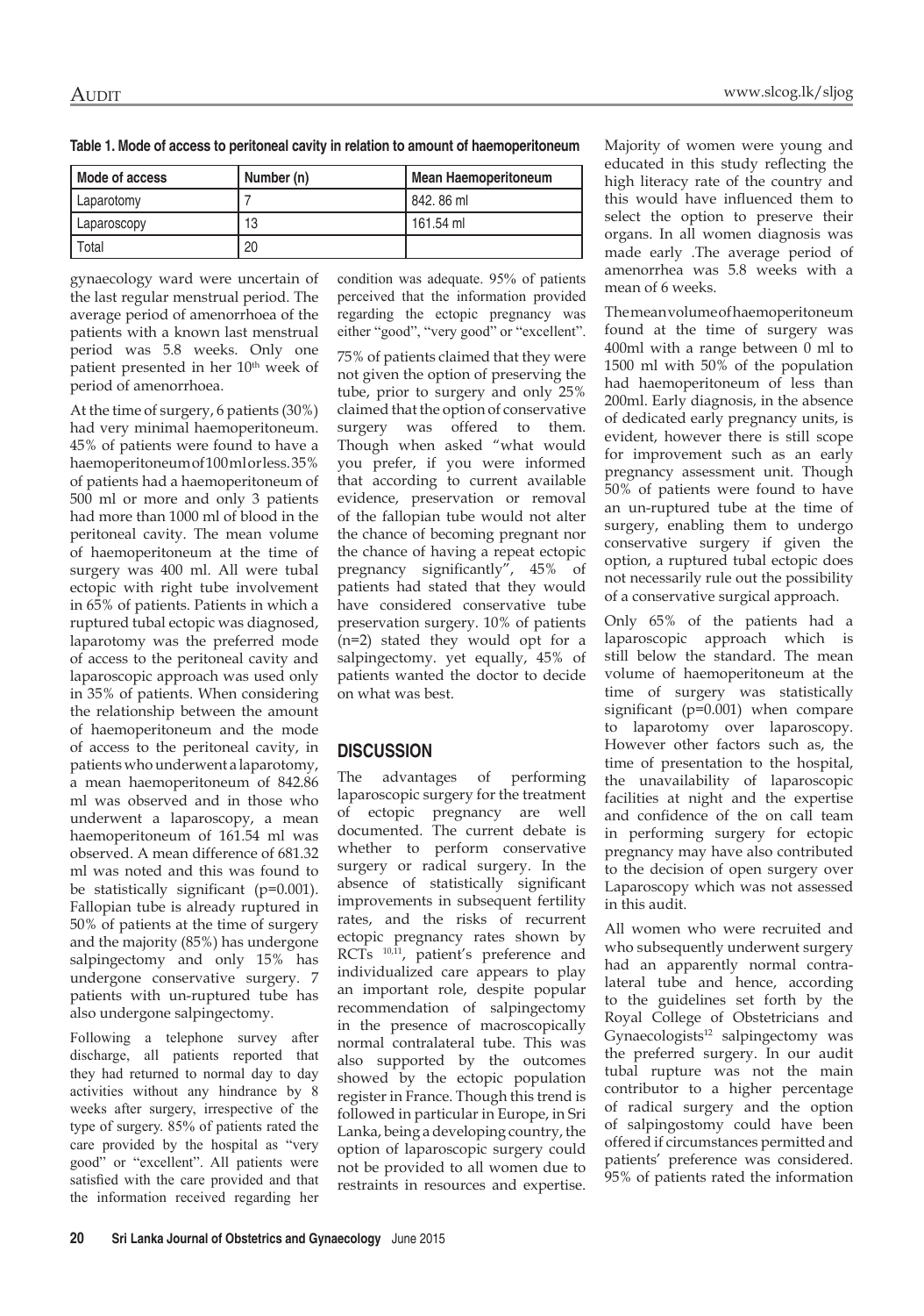**Table 1. Mode of access to peritoneal cavity in relation to amount of haemoperitoneum**

| Mode of access | Number (n) | Mean Haemoperitoneum |
|---|---|---|
| Laparotomy | 7 | 842. 86 ml |
| Laparoscopy | 13 | 161.54 ml |
| Total | 20 | |

gynaecology ward were uncertain of the last regular menstrual period. The average period of amenorrhoea of the patients with a known last menstrual period was 5.8 weeks. Only one patient presented in her 10th week of period of amenorrhoea.

At the time of surgery, 6 patients (30%) had very minimal haemoperitoneum. 45% of patients were found to have a haemoperitoneum of 100ml or less. 35% of patients had a haemoperitoneum of 500 ml or more and only 3 patients had more than 1000 ml of blood in the peritoneal cavity. The mean volume of haemoperitoneum at the time of surgery was 400 ml. All were tubal ectopic with right tube involvement in 65% of patients. Patients in which a ruptured tubal ectopic was diagnosed, laparotomy was the preferred mode of access to the peritoneal cavity and laparoscopic approach was used only in 35% of patients. When considering the relationship between the amount of haemoperitoneum and the mode of access to the peritoneal cavity, in patients who underwent a laparotomy, a mean haemoperitoneum of 842.86 ml was observed and in those who underwent a laparoscopy, a mean haemoperitoneum of 161.54 ml was observed. A mean difference of 681.32 ml was noted and this was found to be statistically significant ($p=0.001$). Fallopian tube is already ruptured in 50% of patients at the time of surgery and the majority (85%) has undergone salpingectomy and only 15% has undergone conservative surgery. 7 patients with un-ruptured tube has also undergone salpingectomy.

Following a telephone survey after discharge, all patients reported that they had returned to normal day to day activities without any hindrance by 8 weeks after surgery, irrespective of the type of surgery. 85% of patients rated the care provided by the hospital as "very good" or "excellent". All patients were satisfied with the care provided and that the information received regarding her condition was adequate. 95% of patients perceived that the information provided regarding the ectopic pregnancy was either "good", "very good" or "excellent".

75% of patients claimed that they were not given the option of preserving the tube, prior to surgery and only 25% claimed that the option of conservative surgery was offered to them. Though when asked "what would you prefer, if you were informed that according to current available evidence, preservation or removal of the fallopian tube would not alter the chance of becoming pregnant nor the chance of having a repeat ectopic pregnancy significantly", 45% of patients had stated that they would have considered conservative tube preservation surgery. 10% of patients (n=2) stated they would opt for a salpingectomy. yet equally, 45% of patients wanted the doctor to decide on what was best.

## DISCUSSION

The advantages of performing laparoscopic surgery for the treatment of ectopic pregnancy are well documented. The current debate is whether to perform conservative surgery or radical surgery. In the absence of statistically significant improvements in subsequent fertility rates, and the risks of recurrent ectopic pregnancy rates shown by RCTs [10,11], patient's preference and individualized care appears to play an important role, despite popular recommendation of salpingectomy in the presence of macroscopically normal contralateral tube. This was also supported by the outcomes showed by the ectopic population register in France. Though this trend is followed in particular in Europe, in Sri Lanka, being a developing country, the option of laparoscopic surgery could not be provided to all women due to restraints in resources and expertise.

Majority of women were young and educated in this study reflecting the high literacy rate of the country and this would have influenced them to select the option to preserve their organs. In all women diagnosis was made early .The average period of amenorrhea was 5.8 weeks with a mean of 6 weeks.

The mean volume of haemoperitoneum found at the time of surgery was 400ml with a range between 0 ml to 1500 ml with 50% of the population had haemoperitoneum of less than 200ml. Early diagnosis, in the absence of dedicated early pregnancy units, is evident, however there is still scope for improvement such as an early pregnancy assessment unit. Though 50% of patients were found to have an un-ruptured tube at the time of surgery, enabling them to undergo conservative surgery if given the option, a ruptured tubal ectopic does not necessarily rule out the possibility of a conservative surgical approach.

Only 65% of the patients had a laparoscopic approach which is still below the standard. The mean volume of haemoperitoneum at the time of surgery was statistically significant ($p=0.001$) when compare to laparotomy over laparoscopy. However other factors such as, the time of presentation to the hospital, the unavailability of laparoscopic facilities at night and the expertise and confidence of the on call team in performing surgery for ectopic pregnancy may have also contributed to the decision of open surgery over Laparoscopy which was not assessed in this audit.

All women who were recruited and who subsequently underwent surgery had an apparently normal contra-lateral tube and hence, according to the guidelines set forth by the Royal College of Obstetricians and Gynaecologists[12] salpingectomy was the preferred surgery. In our audit tubal rupture was not the main contributor to a higher percentage of radical surgery and the option of salpingostomy could have been offered if circumstances permitted and patients' preference was considered. 95% of patients rated the information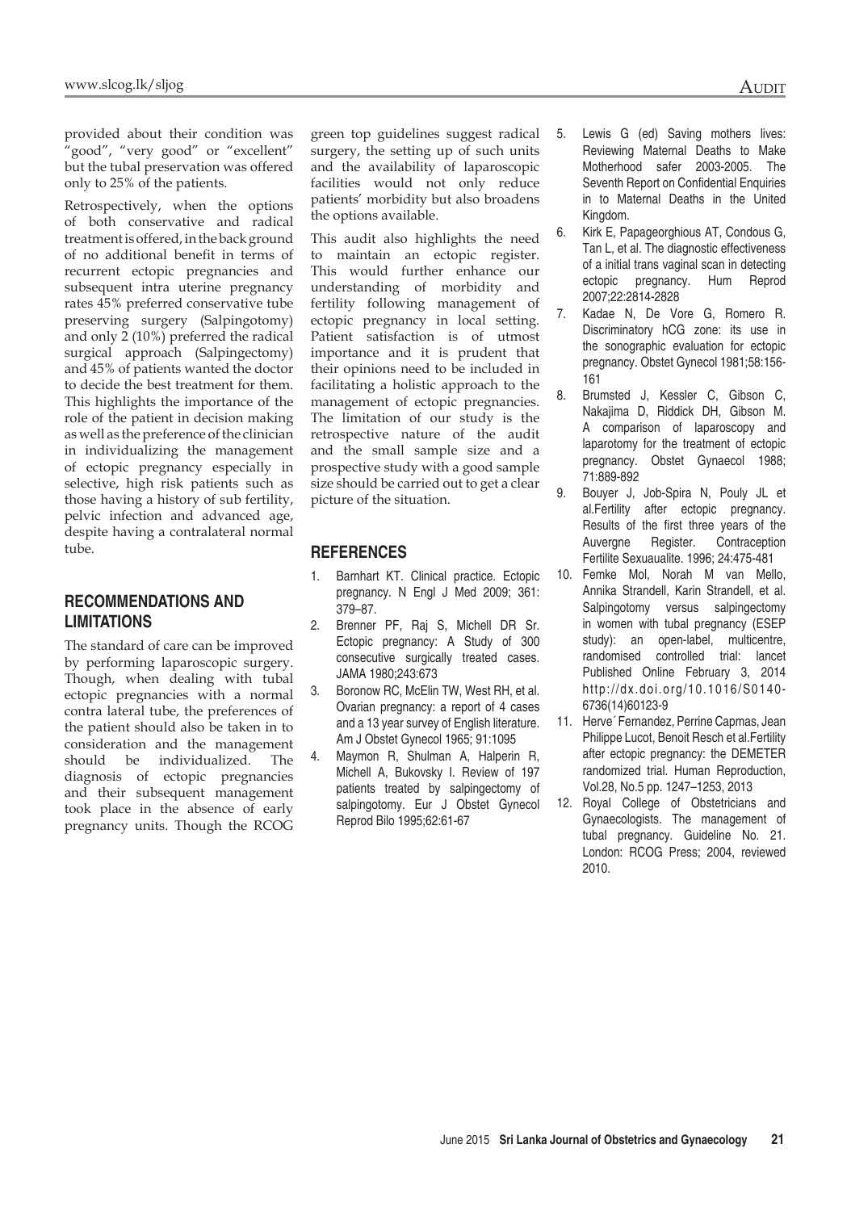provided about their condition was "good", "very good" or "excellent" but the tubal preservation was offered only to 25% of the patients.

Retrospectively, when the options of both conservative and radical treatment is offered, in the back ground of no additional benefit in terms of recurrent ectopic pregnancies and subsequent intra uterine pregnancy rates 45% preferred conservative tube preserving surgery (Salpingotomy) and only 2 (10%) preferred the radical surgical approach (Salpingectomy) and 45% of patients wanted the doctor to decide the best treatment for them. This highlights the importance of the role of the patient in decision making as well as the preference of the clinician in individualizing the management of ectopic pregnancy especially in selective, high risk patients such as those having a history of sub fertility, pelvic infection and advanced age, despite having a contralateral normal tube.

## RECOMMENDATIONS AND LIMITATIONS

The standard of care can be improved by performing laparoscopic surgery. Though, when dealing with tubal ectopic pregnancies with a normal contra lateral tube, the preferences of the patient should also be taken in to consideration and the management should be individualized. The diagnosis of ectopic pregnancies and their subsequent management took place in the absence of early pregnancy units. Though the RCOG green top guidelines suggest radical surgery, the setting up of such units and the availability of laparoscopic facilities would not only reduce patients' morbidity but also broadens the options available.

This audit also highlights the need to maintain an ectopic register. This would further enhance our understanding of morbidity and fertility following management of ectopic pregnancy in local setting. Patient satisfaction is of utmost importance and it is prudent that their opinions need to be included in facilitating a holistic approach to the management of ectopic pregnancies. The limitation of our study is the retrospective nature of the audit and the small sample size and a prospective study with a good sample size should be carried out to get a clear picture of the situation.

## REFERENCES

1. Barnhart KT. Clinical practice. Ectopic pregnancy. N Engl J Med 2009; 361: 379–87.
2. Brenner PF, Raj S, Michell DR Sr. Ectopic pregnancy: A Study of 300 consecutive surgically treated cases. JAMA 1980;243:673
3. Boronow RC, McElin TW, West RH, et al. Ovarian pregnancy: a report of 4 cases and a 13 year survey of English literature. Am J Obstet Gynecol 1965; 91:1095
4. Maymon R, Shulman A, Halperin R, Michell A, Bukovsky I. Review of 197 patients treated by salpingectomy of salpingotomy. Eur J Obstet Gynecol Reprod Bilo 1995;62:61-67
5. Lewis G (ed) Saving mothers lives: Reviewing Maternal Deaths to Make Motherhood safer 2003-2005. The Seventh Report on Confidential Enquiries in to Maternal Deaths in the United Kingdom.
6. Kirk E, Papageorghious AT, Condous G, Tan L, et al. The diagnostic effectiveness of a initial trans vaginal scan in detecting ectopic pregnancy. Hum Reprod 2007;22:2814-2828
7. Kadae N, De Vore G, Romero R. Discriminatory hCG zone: its use in the sonographic evaluation for ectopic pregnancy. Obstet Gynecol 1981;58:156-161
8. Brumsted J, Kessler C, Gibson C, Nakajima D, Riddick DH, Gibson M. A comparison of laparoscopy and laparotomy for the treatment of ectopic pregnancy. Obstet Gynaecol 1988; 71:889-892
9. Bouyer J, Job-Spira N, Pouly JL et al.Fertility after ectopic pregnancy. Results of the first three years of the Auvergne Register. Contraception Fertilite Sexuaualite. 1996; 24:475-481
10. Femke Mol, Norah M van Mello, Annika Strandell, Karin Strandell, et al. Salpingotomy versus salpingectomy in women with tubal pregnancy (ESEP study): an open-label, multicentre, randomised controlled trial: lancet Published Online February 3, 2014 http://dx.doi.org/10.1016/S0140-6736(14)60123-9
11. Herve´ Fernandez, Perrine Capmas, Jean Philippe Lucot, Benoit Resch et al.Fertility after ectopic pregnancy: the DEMETER randomized trial. Human Reproduction, Vol.28, No.5 pp. 1247–1253, 2013
12. Royal College of Obstetricians and Gynaecologists. The management of tubal pregnancy. Guideline No. 21. London: RCOG Press; 2004, reviewed 2010.